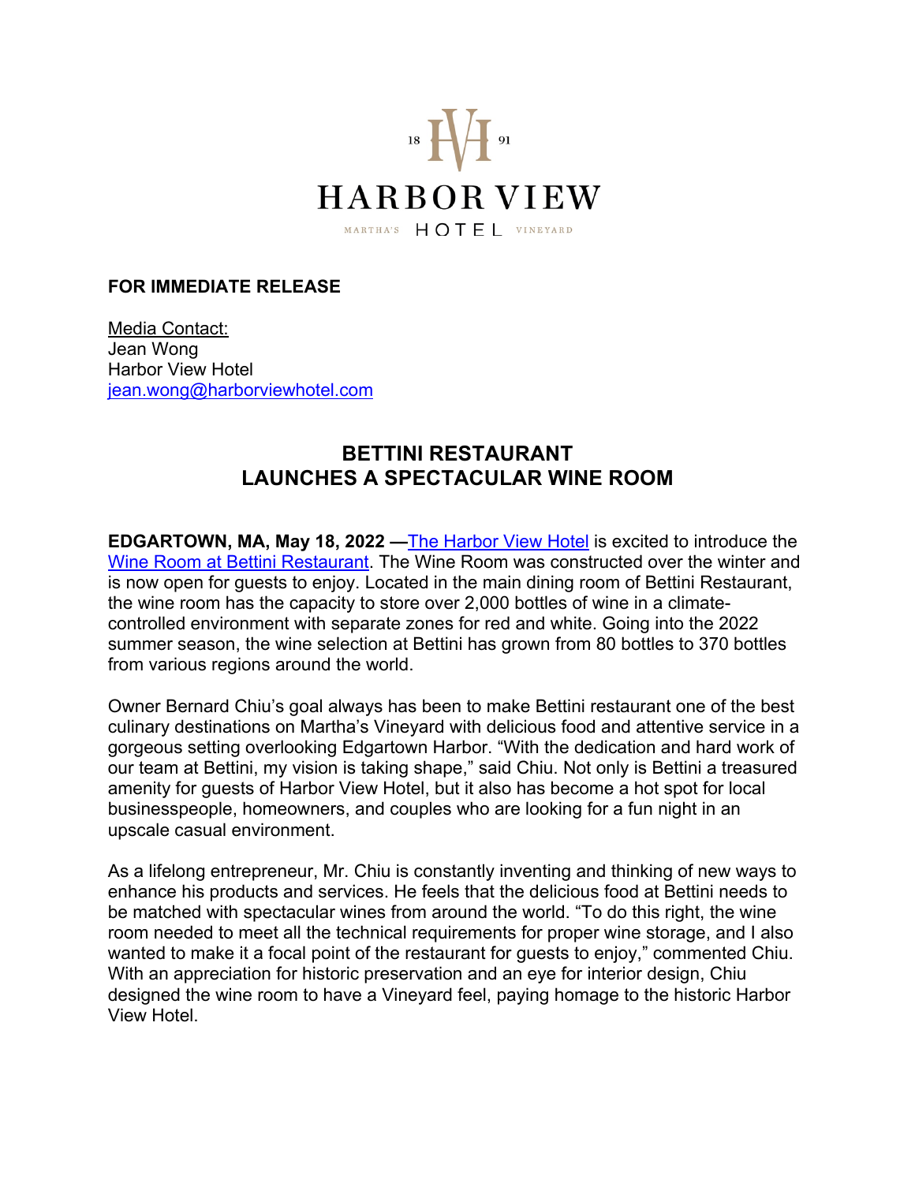18 HV 91

HARBOR VIEW

MARTHA'S HOTEL VINEYARD

**FOR IMMEDIATE RELEASE**

Media Contact:
Jean Wong
Harbor View Hotel
jean.wong@harborviewhotel.com

## BETTINI RESTAURANT
## LAUNCHES A SPECTACULAR WINE ROOM

**EDGARTOWN, MA, May 18, 2022 —**The Harbor View Hotel is excited to introduce the Wine Room at Bettini Restaurant. The Wine Room was constructed over the winter and is now open for guests to enjoy. Located in the main dining room of Bettini Restaurant, the wine room has the capacity to store over 2,000 bottles of wine in a climate-controlled environment with separate zones for red and white. Going into the 2022 summer season, the wine selection at Bettini has grown from 80 bottles to 370 bottles from various regions around the world.

Owner Bernard Chiu's goal always has been to make Bettini restaurant one of the best culinary destinations on Martha's Vineyard with delicious food and attentive service in a gorgeous setting overlooking Edgartown Harbor. "With the dedication and hard work of our team at Bettini, my vision is taking shape," said Chiu. Not only is Bettini a treasured amenity for guests of Harbor View Hotel, but it also has become a hot spot for local businesspeople, homeowners, and couples who are looking for a fun night in an upscale casual environment.

As a lifelong entrepreneur, Mr. Chiu is constantly inventing and thinking of new ways to enhance his products and services. He feels that the delicious food at Bettini needs to be matched with spectacular wines from around the world. "To do this right, the wine room needed to meet all the technical requirements for proper wine storage, and I also wanted to make it a focal point of the restaurant for guests to enjoy," commented Chiu. With an appreciation for historic preservation and an eye for interior design, Chiu designed the wine room to have a Vineyard feel, paying homage to the historic Harbor View Hotel.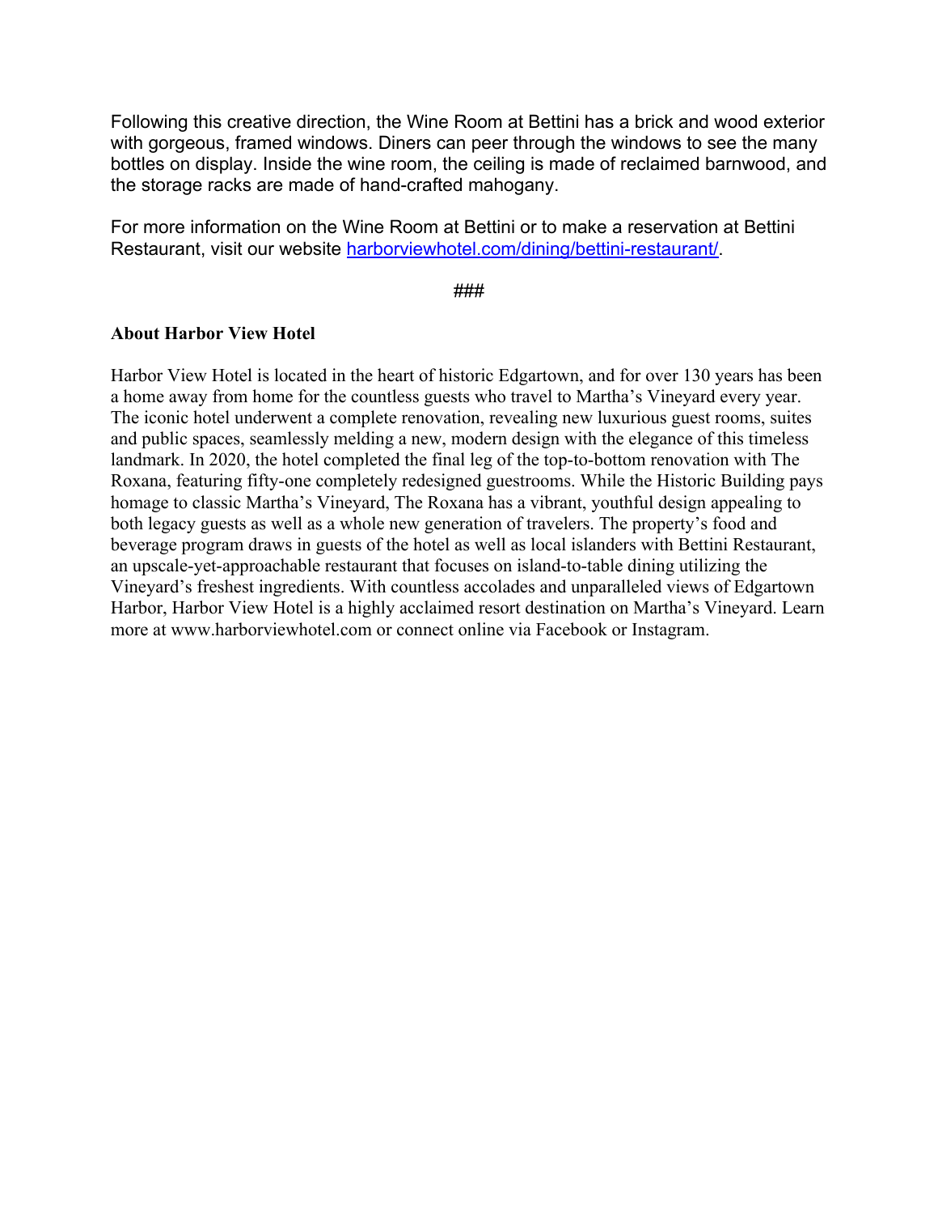Following this creative direction, the Wine Room at Bettini has a brick and wood exterior with gorgeous, framed windows. Diners can peer through the windows to see the many bottles on display. Inside the wine room, the ceiling is made of reclaimed barnwood, and the storage racks are made of hand-crafted mahogany.

For more information on the Wine Room at Bettini or to make a reservation at Bettini Restaurant, visit our website [harborviewhotel.com/dining/bettini-restaurant/](harborviewhotel.com/dining/bettini-restaurant/).

###

**About Harbor View Hotel**

Harbor View Hotel is located in the heart of historic Edgartown, and for over 130 years has been a home away from home for the countless guests who travel to Martha's Vineyard every year. The iconic hotel underwent a complete renovation, revealing new luxurious guest rooms, suites and public spaces, seamlessly melding a new, modern design with the elegance of this timeless landmark. In 2020, the hotel completed the final leg of the top-to-bottom renovation with The Roxana, featuring fifty-one completely redesigned guestrooms. While the Historic Building pays homage to classic Martha's Vineyard, The Roxana has a vibrant, youthful design appealing to both legacy guests as well as a whole new generation of travelers. The property's food and beverage program draws in guests of the hotel as well as local islanders with Bettini Restaurant, an upscale-yet-approachable restaurant that focuses on island-to-table dining utilizing the Vineyard's freshest ingredients. With countless accolades and unparalleled views of Edgartown Harbor, Harbor View Hotel is a highly acclaimed resort destination on Martha's Vineyard. Learn more at www.harborviewhotel.com or connect online via Facebook or Instagram.